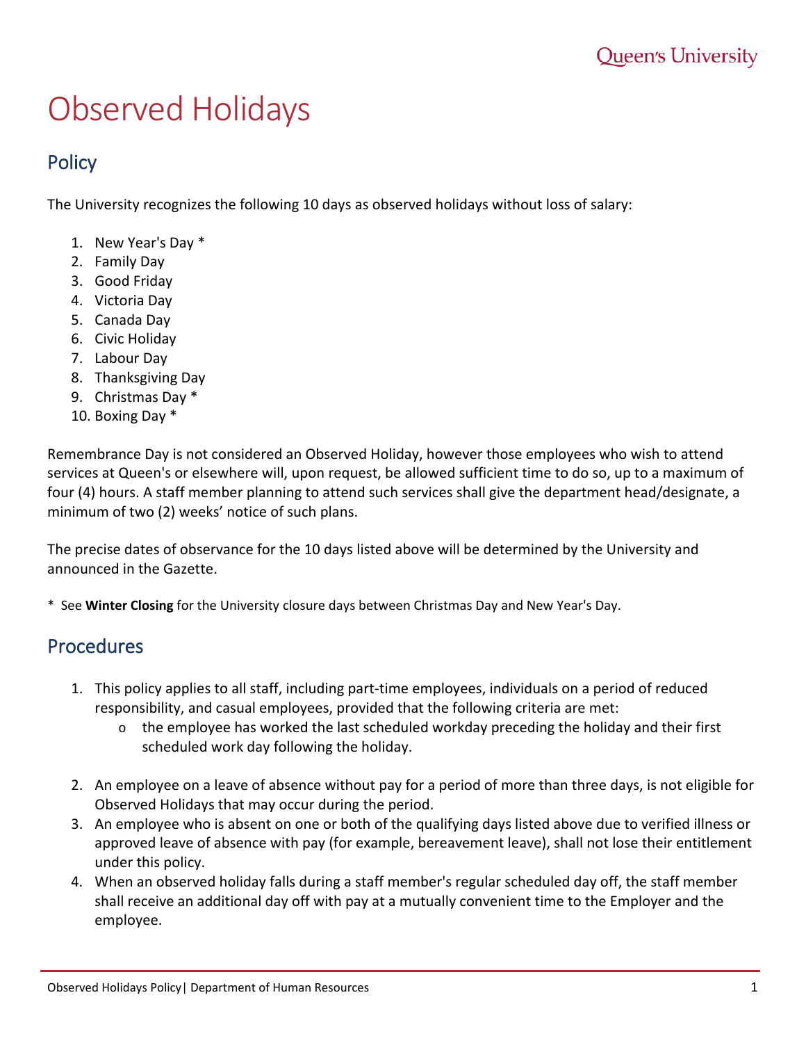# Observed Holidays

## Policy

The University recognizes the following 10 days as observed holidays without loss of salary:

1. New Year's Day *
2. Family Day
3. Good Friday
4. Victoria Day
5. Canada Day
6. Civic Holiday
7. Labour Day
8. Thanksgiving Day
9. Christmas Day *
10. Boxing Day *

Remembrance Day is not considered an Observed Holiday, however those employees who wish to attend services at Queen's or elsewhere will, upon request, be allowed sufficient time to do so, up to a maximum of four (4) hours. A staff member planning to attend such services shall give the department head/designate, a minimum of two (2) weeks' notice of such plans.

The precise dates of observance for the 10 days listed above will be determined by the University and announced in the Gazette.

* See **Winter Closing** for the University closure days between Christmas Day and New Year's Day.

## Procedures

1. This policy applies to all staff, including part-time employees, individuals on a period of reduced responsibility, and casual employees, provided that the following criteria are met:
   - the employee has worked the last scheduled workday preceding the holiday and their first scheduled work day following the holiday.

2. An employee on a leave of absence without pay for a period of more than three days, is not eligible for Observed Holidays that may occur during the period.
3. An employee who is absent on one or both of the qualifying days listed above due to verified illness or approved leave of absence with pay (for example, bereavement leave), shall not lose their entitlement under this policy.
4. When an observed holiday falls during a staff member's regular scheduled day off, the staff member shall receive an additional day off with pay at a mutually convenient time to the Employer and the employee.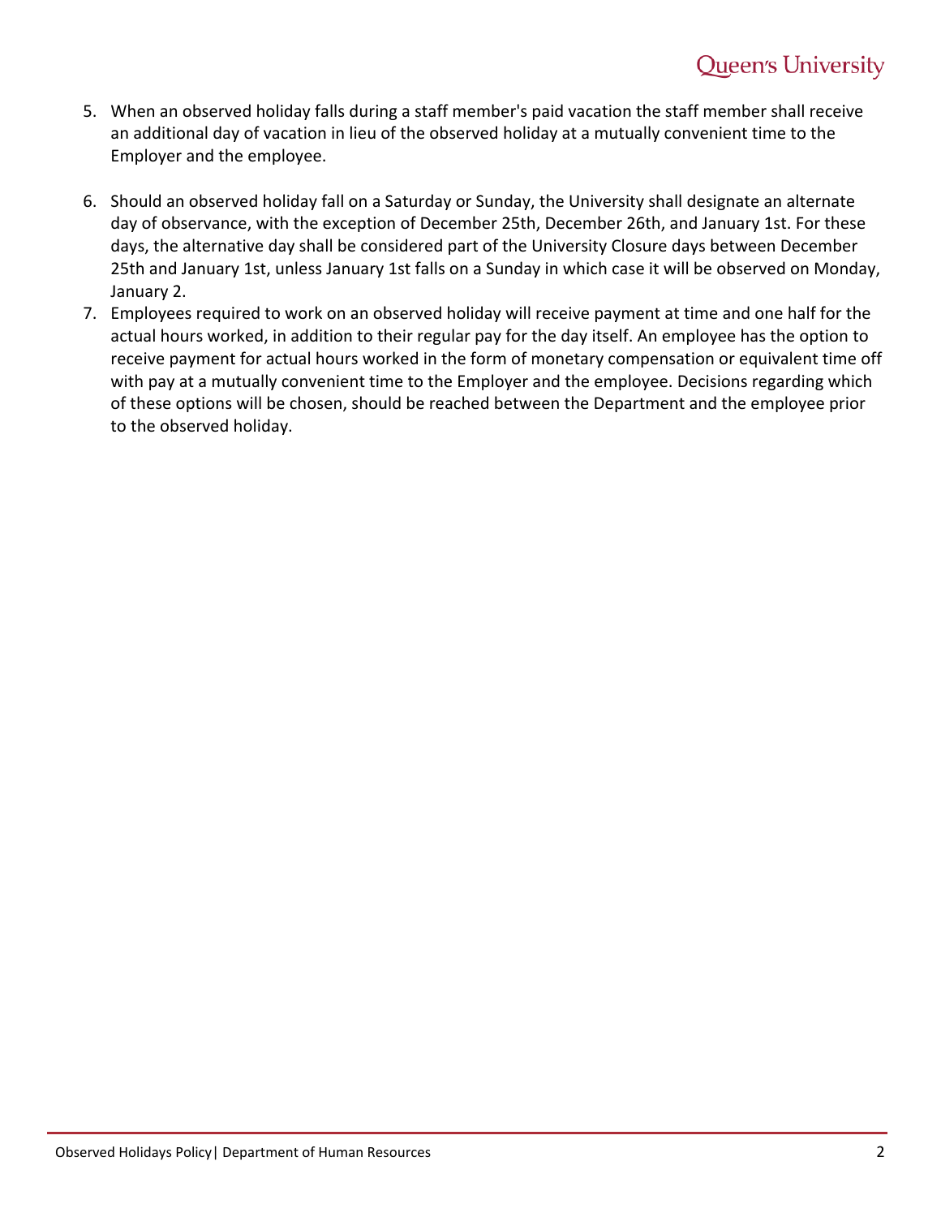5. When an observed holiday falls during a staff member's paid vacation the staff member shall receive an additional day of vacation in lieu of the observed holiday at a mutually convenient time to the Employer and the employee.

6. Should an observed holiday fall on a Saturday or Sunday, the University shall designate an alternate day of observance, with the exception of December 25th, December 26th, and January 1st. For these days, the alternative day shall be considered part of the University Closure days between December 25th and January 1st, unless January 1st falls on a Sunday in which case it will be observed on Monday, January 2.
7. Employees required to work on an observed holiday will receive payment at time and one half for the actual hours worked, in addition to their regular pay for the day itself. An employee has the option to receive payment for actual hours worked in the form of monetary compensation or equivalent time off with pay at a mutually convenient time to the Employer and the employee. Decisions regarding which of these options will be chosen, should be reached between the Department and the employee prior to the observed holiday.